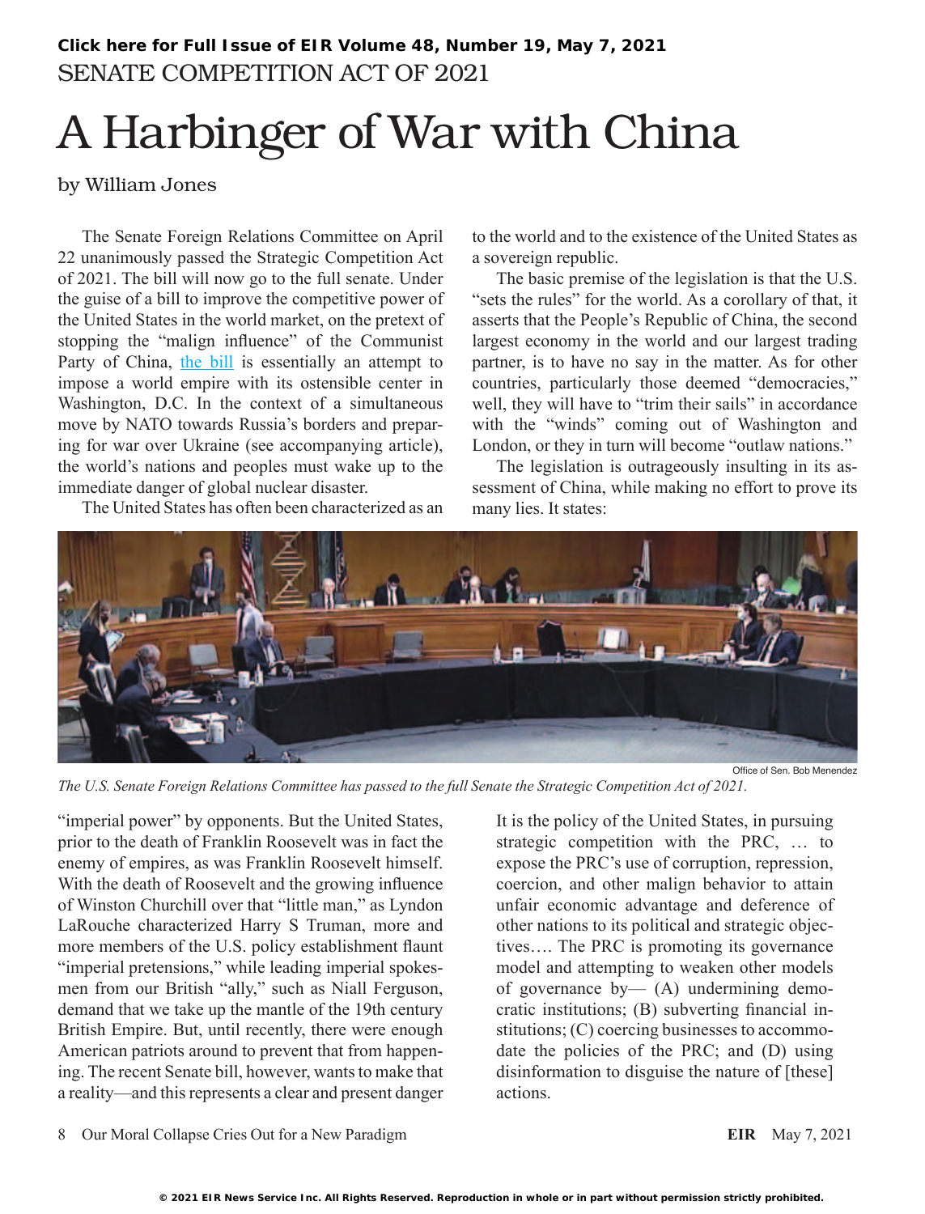SENATE COMPETITION ACT OF 2021

# A Harbinger of War with China

by William Jones

The Senate Foreign Relations Committee on April 22 unanimously passed the Strategic Competition Act of 2021. The bill will now go to the full senate. Under the guise of a bill to improve the competitive power of the United States in the world market, on the pretext of stopping the "malign influence" of the Communist Party of China, the bill is essentially an attempt to impose a world empire with its ostensible center in Washington, D.C. In the context of a simultaneous move by NATO towards Russia's borders and preparing for war over Ukraine (see accompanying article), the world's nations and peoples must wake up to the immediate danger of global nuclear disaster.

The United States has often been characterized as an "imperial power" by opponents. But the United States, prior to the death of Franklin Roosevelt was in fact the enemy of empires, as was Franklin Roosevelt himself. With the death of Roosevelt and the growing influence of Winston Churchill over that "little man," as Lyndon LaRouche characterized Harry S Truman, more and more members of the U.S. policy establishment flaunt "imperial pretensions," while leading imperial spokesmen from our British "ally," such as Niall Ferguson, demand that we take up the mantle of the 19th century British Empire. But, until recently, there were enough American patriots around to prevent that from happening. The recent Senate bill, however, wants to make that a reality—and this represents a clear and present danger to the world and to the existence of the United States as a sovereign republic.

The basic premise of the legislation is that the U.S. "sets the rules" for the world. As a corollary of that, it asserts that the People's Republic of China, the second largest economy in the world and our largest trading partner, is to have no say in the matter. As for other countries, particularly those deemed "democracies," well, they will have to "trim their sails" in accordance with the "winds" coming out of Washington and London, or they in turn will become "outlaw nations."

The legislation is outrageously insulting in its assessment of China, while making no effort to prove its many lies. It states:

Office of Sen. Bob Menendez

*The U.S. Senate Foreign Relations Committee has passed to the full Senate the Strategic Competition Act of 2021.*

> It is the policy of the United States, in pursuing strategic competition with the PRC, … to expose the PRC's use of corruption, repression, coercion, and other malign behavior to attain unfair economic advantage and deference of other nations to its political and strategic objectives…. The PRC is promoting its governance model and attempting to weaken other models of governance by— (A) undermining democratic institutions; (B) subverting financial institutions; (C) coercing businesses to accommodate the policies of the PRC; and (D) using disinformation to disguise the nature of [these] actions.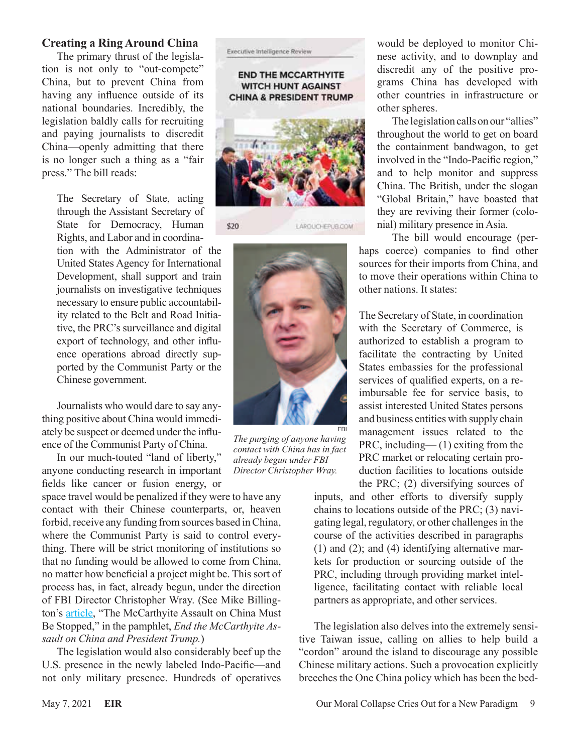### Creating a Ring Around China

The primary thrust of the legislation is not only to "out-compete" China, but to prevent China from having any influence outside of its national boundaries. Incredibly, the legislation baldly calls for recruiting and paying journalists to discredit China—openly admitting that there is no longer such a thing as a "fair press." The bill reads:

> The Secretary of State, acting through the Assistant Secretary of State for Democracy, Human Rights, and Labor and in coordination with the Administrator of the United States Agency for International Development, shall support and train journalists on investigative techniques necessary to ensure public accountability related to the Belt and Road Initiative, the PRC's surveillance and digital export of technology, and other influence operations abroad directly supported by the Communist Party or the Chinese government.

Journalists who would dare to say anything positive about China would immediately be suspect or deemed under the influence of the Communist Party of China.

In our much-touted "land of liberty," anyone conducting research in important fields like cancer or fusion energy, or space travel would be penalized if they were to have any contact with their Chinese counterparts, or, heaven forbid, receive any funding from sources based in China, where the Communist Party is said to control everything. There will be strict monitoring of institutions so that no funding would be allowed to come from China, no matter how beneficial a project might be. This sort of process has, in fact, already begun, under the direction of FBI Director Christopher Wray. (See Mike Billington's article, "The McCarthyite Assault on China Must Be Stopped," in the pamphlet, *End the McCarthyite Assault on China and President Trump.*)

The legislation would also considerably beef up the U.S. presence in the newly labeled Indo-Pacific—and not only military presence. Hundreds of operatives would be deployed to monitor Chinese activity, and to downplay and discredit any of the positive programs China has developed with other countries in infrastructure or other spheres.

Executive Intelligence Review

END THE MCCARTHYITE WITCH HUNT AGAINST CHINA & PRESIDENT TRUMP

$20 LAROUCHEPUB.COM

FBI

*The purging of anyone having contact with China has in fact already begun under FBI Director Christopher Wray.*

The legislation calls on our "allies" throughout the world to get on board the containment bandwagon, to get involved in the "Indo-Pacific region," and to help monitor and suppress China. The British, under the slogan "Global Britain," have boasted that they are reviving their former (colonial) military presence in Asia.

The bill would encourage (perhaps coerce) companies to find other sources for their imports from China, and to move their operations within China to other nations. It states:

> The Secretary of State, in coordination with the Secretary of Commerce, is authorized to establish a program to facilitate the contracting by United States embassies for the professional services of qualified experts, on a reimbursable fee for service basis, to assist interested United States persons and business entities with supply chain management issues related to the PRC, including— (1) exiting from the PRC market or relocating certain production facilities to locations outside the PRC; (2) diversifying sources of inputs, and other efforts to diversify supply chains to locations outside of the PRC; (3) navigating legal, regulatory, or other challenges in the course of the activities described in paragraphs (1) and (2); and (4) identifying alternative markets for production or sourcing outside of the PRC, including through providing market intelligence, facilitating contact with reliable local partners as appropriate, and other services.

The legislation also delves into the extremely sensitive Taiwan issue, calling on allies to help build a "cordon" around the island to discourage any possible Chinese military actions. Such a provocation explicitly breeches the One China policy which has been the bed-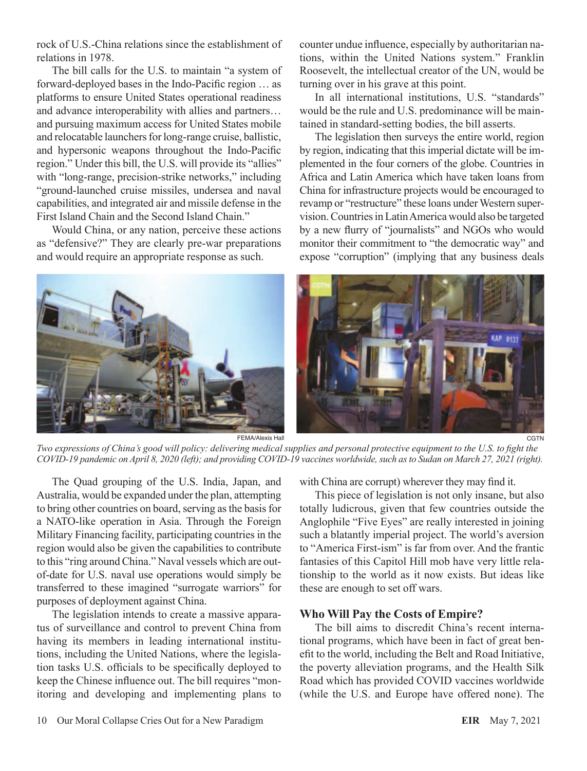rock of U.S.-China relations since the establishment of relations in 1978.

The bill calls for the U.S. to maintain "a system of forward-deployed bases in the Indo-Pacific region … as platforms to ensure United States operational readiness and advance interoperability with allies and partners… and pursuing maximum access for United States mobile and relocatable launchers for long-range cruise, ballistic, and hypersonic weapons throughout the Indo-Pacific region." Under this bill, the U.S. will provide its "allies" with "long-range, precision-strike networks," including "ground-launched cruise missiles, undersea and naval capabilities, and integrated air and missile defense in the First Island Chain and the Second Island Chain."

Would China, or any nation, perceive these actions as "defensive?" They are clearly pre-war preparations and would require an appropriate response as such.

The Quad grouping of the U.S. India, Japan, and Australia, would be expanded under the plan, attempting to bring other countries on board, serving as the basis for a NATO-like operation in Asia. Through the Foreign Military Financing facility, participating countries in the region would also be given the capabilities to contribute to this "ring around China." Naval vessels which are out-of-date for U.S. naval use operations would simply be transferred to these imagined "surrogate warriors" for purposes of deployment against China.

The legislation intends to create a massive apparatus of surveillance and control to prevent China from having its members in leading international institutions, including the United Nations, where the legislation tasks U.S. officials to be specifically deployed to keep the Chinese influence out. The bill requires "monitoring and developing and implementing plans to counter undue influence, especially by authoritarian nations, within the United Nations system." Franklin Roosevelt, the intellectual creator of the UN, would be turning over in his grave at this point.

In all international institutions, U.S. "standards" would be the rule and U.S. predominance will be maintained in standard-setting bodies, the bill asserts.

The legislation then surveys the entire world, region by region, indicating that this imperial dictate will be implemented in the four corners of the globe. Countries in Africa and Latin America which have taken loans from China for infrastructure projects would be encouraged to revamp or "restructure" these loans under Western supervision. Countries in Latin America would also be targeted by a new flurry of "journalists" and NGOs who would monitor their commitment to "the democratic way" and expose "corruption" (implying that any business deals with China are corrupt) wherever they may find it.

FEMA/Alexis Hall — CGTN

*Two expressions of China's good will policy: delivering medical supplies and personal protective equipment to the U.S. to fight the COVID-19 pandemic on April 8, 2020 (left); and providing COVID-19 vaccines worldwide, such as to Sudan on March 27, 2021 (right).*

This piece of legislation is not only insane, but also totally ludicrous, given that few countries outside the Anglophile "Five Eyes" are really interested in joining such a blatantly imperial project. The world's aversion to "America First-ism" is far from over. And the frantic fantasies of this Capitol Hill mob have very little relationship to the world as it now exists. But ideas like these are enough to set off wars.

## Who Will Pay the Costs of Empire?

The bill aims to discredit China's recent international programs, which have been in fact of great benefit to the world, including the Belt and Road Initiative, the poverty alleviation programs, and the Health Silk Road which has provided COVID vaccines worldwide (while the U.S. and Europe have offered none). The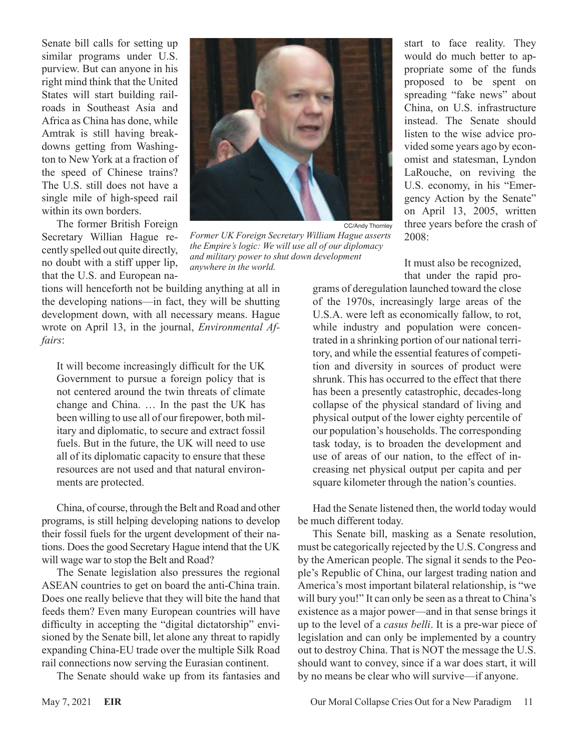Senate bill calls for setting up similar programs under U.S. purview. But can anyone in his right mind think that the United States will start building railroads in Southeast Asia and Africa as China has done, while Amtrak is still having breakdowns getting from Washington to New York at a fraction of the speed of Chinese trains? The U.S. still does not have a single mile of high-speed rail within its own borders.

The former British Foreign Secretary Willian Hague recently spelled out quite directly, no doubt with a stiff upper lip, that the U.S. and European nations will henceforth not be building anything at all in the developing nations—in fact, they will be shutting development down, with all necessary means. Hague wrote on April 13, in the journal, *Environmental Affairs*:

> It will become increasingly difficult for the UK Government to pursue a foreign policy that is not centered around the twin threats of climate change and China. … In the past the UK has been willing to use all of our firepower, both military and diplomatic, to secure and extract fossil fuels. But in the future, the UK will need to use all of its diplomatic capacity to ensure that these resources are not used and that natural environments are protected.

China, of course, through the Belt and Road and other programs, is still helping developing nations to develop their fossil fuels for the urgent development of their nations. Does the good Secretary Hague intend that the UK will wage war to stop the Belt and Road?

The Senate legislation also pressures the regional ASEAN countries to get on board the anti-China train. Does one really believe that they will bite the hand that feeds them? Even many European countries will have difficulty in accepting the "digital dictatorship" envisioned by the Senate bill, let alone any threat to rapidly expanding China-EU trade over the multiple Silk Road rail connections now serving the Eurasian continent.

The Senate should wake up from its fantasies and start to face reality. They would do much better to appropriate some of the funds proposed to be spent on spreading "fake news" about China, on U.S. infrastructure instead. The Senate should listen to the wise advice provided some years ago by economist and statesman, Lyndon LaRouche, on reviving the U.S. economy, in his "Emergency Action by the Senate" on April 13, 2005, written three years before the crash of 2008:

> It must also be recognized, that under the rapid programs of deregulation launched toward the close of the 1970s, increasingly large areas of the U.S.A. were left as economically fallow, to rot, while industry and population were concentrated in a shrinking portion of our national territory, and while the essential features of competition and diversity in sources of product were shrunk. This has occurred to the effect that there has been a presently catastrophic, decades-long collapse of the physical standard of living and physical output of the lower eighty percentile of our population's households. The corresponding task today, is to broaden the development and use of areas of our nation, to the effect of increasing net physical output per capita and per square kilometer through the nation's counties.

Had the Senate listened then, the world today would be much different today.

This Senate bill, masking as a Senate resolution, must be categorically rejected by the U.S. Congress and by the American people. The signal it sends to the People's Republic of China, our largest trading nation and America's most important bilateral relationship, is "we will bury you!" It can only be seen as a threat to China's existence as a major power—and in that sense brings it up to the level of a *casus belli*. It is a pre-war piece of legislation and can only be implemented by a country out to destroy China. That is NOT the message the U.S. should want to convey, since if a war does start, it will by no means be clear who will survive—if anyone.

CC/Andy Thornley

*Former UK Foreign Secretary William Hague asserts the Empire's logic: We will use all of our diplomacy and military power to shut down development anywhere in the world.*